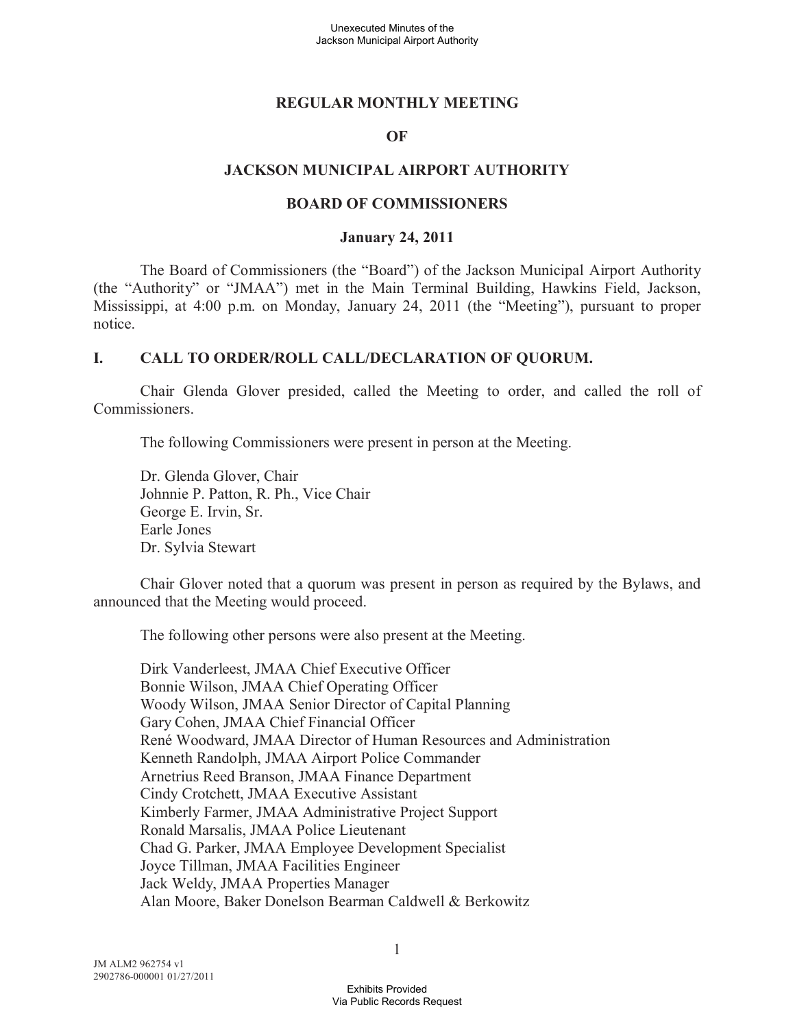# REGULAR MONTHLY MEETING

# OF

# JACKSON MUNICIPAL AIRPORT AUTHORITY

# BOARD OF COMMISSIONERS

## January 24, 2011

The Board of Commissioners (the "Board") of the Jackson Municipal Airport Authority (the "Authority" or "JMAA") met in the Main Terminal Building, Hawkins Field, Jackson, Mississippi, at 4:00 p.m. on Monday, January 24, 2011 (the "Meeting"), pursuant to proper notice.

## I. CALL TO ORDER/ROLL CALL/DECLARATION OF QUORUM.

Chair Glenda Glover presided, called the Meeting to order, and called the roll of Commissioners.

The following Commissioners were present in person at the Meeting.

Dr. Glenda Glover, Chair
Johnnie P. Patton, R. Ph., Vice Chair
George E. Irvin, Sr.
Earle Jones
Dr. Sylvia Stewart

Chair Glover noted that a quorum was present in person as required by the Bylaws, and announced that the Meeting would proceed.

The following other persons were also present at the Meeting.

Dirk Vanderleest, JMAA Chief Executive Officer
Bonnie Wilson, JMAA Chief Operating Officer
Woody Wilson, JMAA Senior Director of Capital Planning
Gary Cohen, JMAA Chief Financial Officer
René Woodward, JMAA Director of Human Resources and Administration
Kenneth Randolph, JMAA Airport Police Commander
Arnetrius Reed Branson, JMAA Finance Department
Cindy Crotchett, JMAA Executive Assistant
Kimberly Farmer, JMAA Administrative Project Support
Ronald Marsalis, JMAA Police Lieutenant
Chad G. Parker, JMAA Employee Development Specialist
Joyce Tillman, JMAA Facilities Engineer
Jack Weldy, JMAA Properties Manager
Alan Moore, Baker Donelson Bearman Caldwell & Berkowitz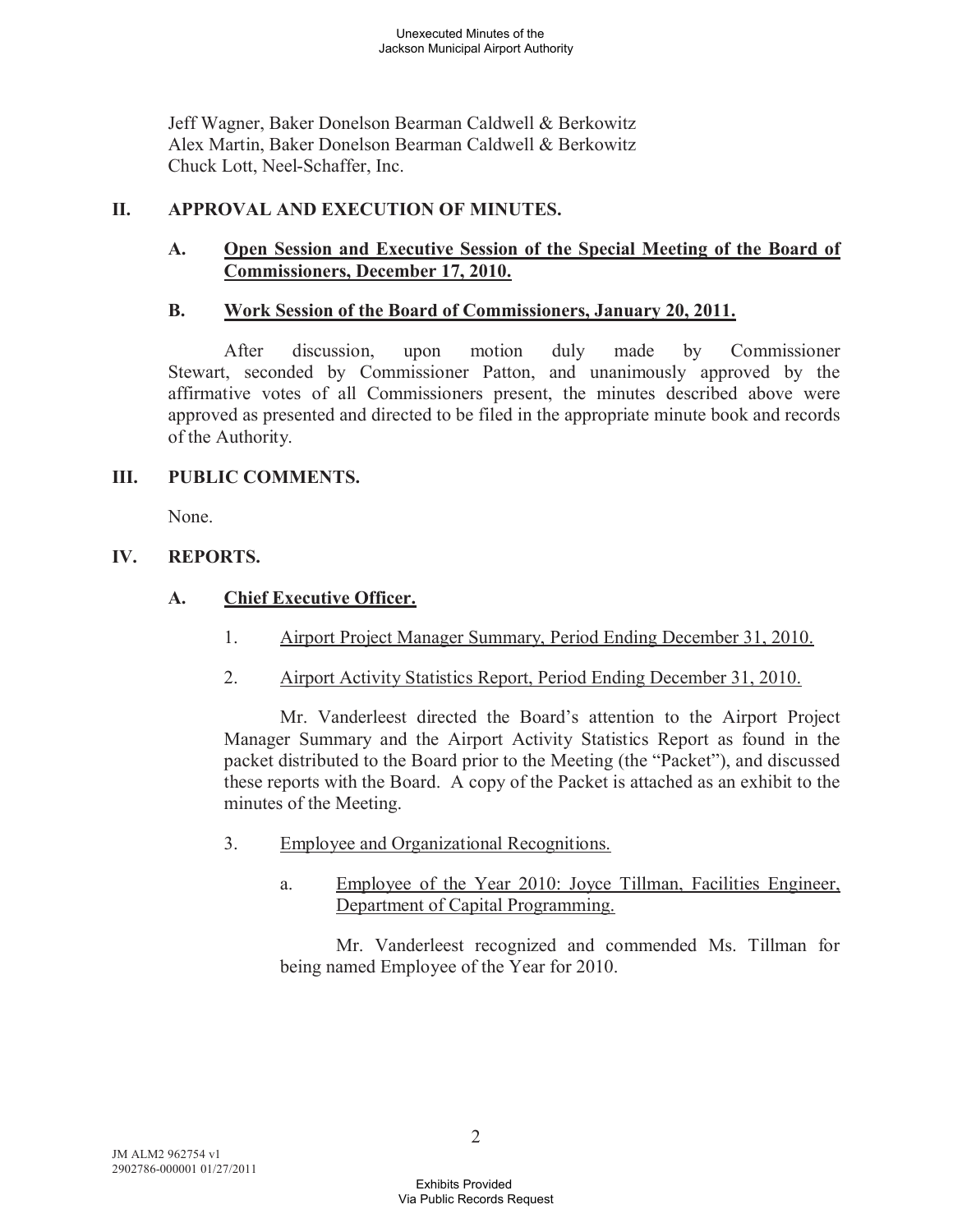Jeff Wagner, Baker Donelson Bearman Caldwell & Berkowitz
Alex Martin, Baker Donelson Bearman Caldwell & Berkowitz
Chuck Lott, Neel-Schaffer, Inc.

## II. APPROVAL AND EXECUTION OF MINUTES.

### A. Open Session and Executive Session of the Special Meeting of the Board of Commissioners, December 17, 2010.

### B. Work Session of the Board of Commissioners, January 20, 2011.

After discussion, upon motion duly made by Commissioner Stewart, seconded by Commissioner Patton, and unanimously approved by the affirmative votes of all Commissioners present, the minutes described above were approved as presented and directed to be filed in the appropriate minute book and records of the Authority.

## III. PUBLIC COMMENTS.

None.

## IV. REPORTS.

### A. Chief Executive Officer.

1. Airport Project Manager Summary, Period Ending December 31, 2010.

2. Airport Activity Statistics Report, Period Ending December 31, 2010.

Mr. Vanderleest directed the Board's attention to the Airport Project Manager Summary and the Airport Activity Statistics Report as found in the packet distributed to the Board prior to the Meeting (the "Packet"), and discussed these reports with the Board. A copy of the Packet is attached as an exhibit to the minutes of the Meeting.

3. Employee and Organizational Recognitions.

   a. Employee of the Year 2010: Joyce Tillman, Facilities Engineer, Department of Capital Programming.

   Mr. Vanderleest recognized and commended Ms. Tillman for being named Employee of the Year for 2010.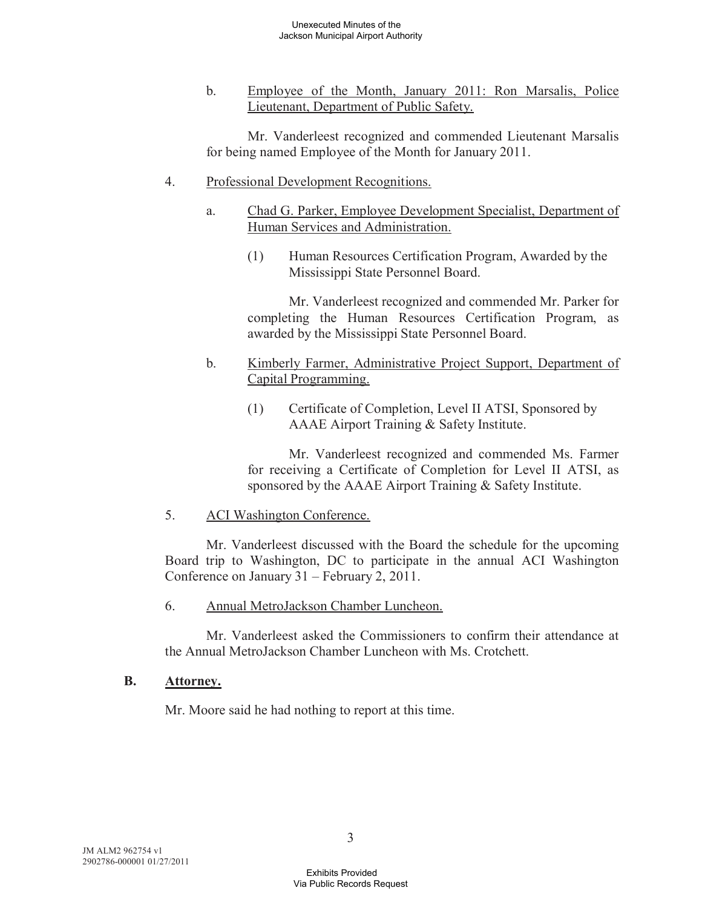b. Employee of the Month, January 2011: Ron Marsalis, Police Lieutenant, Department of Public Safety.

Mr. Vanderleest recognized and commended Lieutenant Marsalis for being named Employee of the Month for January 2011.

4. Professional Development Recognitions.

a. Chad G. Parker, Employee Development Specialist, Department of Human Services and Administration.

(1) Human Resources Certification Program, Awarded by the Mississippi State Personnel Board.

Mr. Vanderleest recognized and commended Mr. Parker for completing the Human Resources Certification Program, as awarded by the Mississippi State Personnel Board.

b. Kimberly Farmer, Administrative Project Support, Department of Capital Programming.

(1) Certificate of Completion, Level II ATSI, Sponsored by AAAE Airport Training & Safety Institute.

Mr. Vanderleest recognized and commended Ms. Farmer for receiving a Certificate of Completion for Level II ATSI, as sponsored by the AAAE Airport Training & Safety Institute.

5. ACI Washington Conference.

Mr. Vanderleest discussed with the Board the schedule for the upcoming Board trip to Washington, DC to participate in the annual ACI Washington Conference on January 31 – February 2, 2011.

6. Annual MetroJackson Chamber Luncheon.

Mr. Vanderleest asked the Commissioners to confirm their attendance at the Annual MetroJackson Chamber Luncheon with Ms. Crotchett.

**B. Attorney.**

Mr. Moore said he had nothing to report at this time.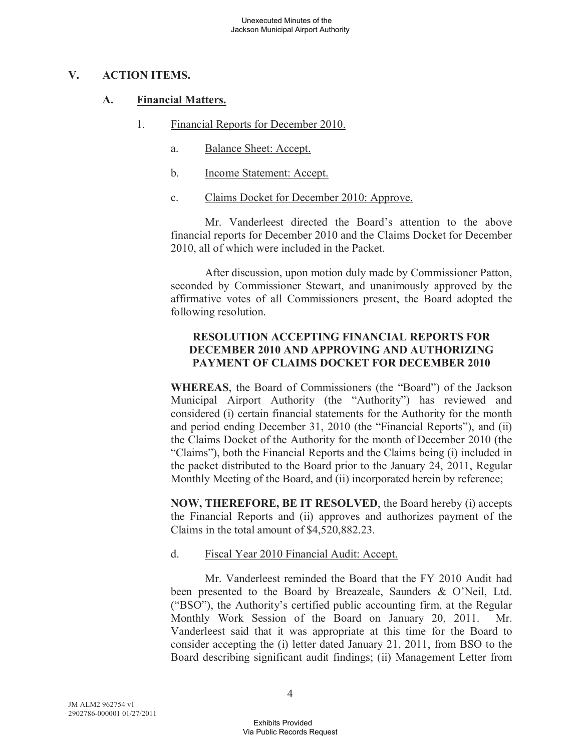## V. ACTION ITEMS.

### A. Financial Matters.

1. Financial Reports for December 2010.

   a. Balance Sheet: Accept.

   b. Income Statement: Accept.

   c. Claims Docket for December 2010: Approve.

Mr. Vanderleest directed the Board's attention to the above financial reports for December 2010 and the Claims Docket for December 2010, all of which were included in the Packet.

After discussion, upon motion duly made by Commissioner Patton, seconded by Commissioner Stewart, and unanimously approved by the affirmative votes of all Commissioners present, the Board adopted the following resolution.

**RESOLUTION ACCEPTING FINANCIAL REPORTS FOR DECEMBER 2010 AND APPROVING AND AUTHORIZING PAYMENT OF CLAIMS DOCKET FOR DECEMBER 2010**

**WHEREAS**, the Board of Commissioners (the "Board") of the Jackson Municipal Airport Authority (the "Authority") has reviewed and considered (i) certain financial statements for the Authority for the month and period ending December 31, 2010 (the "Financial Reports"), and (ii) the Claims Docket of the Authority for the month of December 2010 (the "Claims"), both the Financial Reports and the Claims being (i) included in the packet distributed to the Board prior to the January 24, 2011, Regular Monthly Meeting of the Board, and (ii) incorporated herein by reference;

**NOW, THEREFORE, BE IT RESOLVED**, the Board hereby (i) accepts the Financial Reports and (ii) approves and authorizes payment of the Claims in the total amount of $4,520,882.23.

   d. Fiscal Year 2010 Financial Audit: Accept.

Mr. Vanderleest reminded the Board that the FY 2010 Audit had been presented to the Board by Breazeale, Saunders & O'Neil, Ltd. ("BSO"), the Authority's certified public accounting firm, at the Regular Monthly Work Session of the Board on January 20, 2011. Mr. Vanderleest said that it was appropriate at this time for the Board to consider accepting the (i) letter dated January 21, 2011, from BSO to the Board describing significant audit findings; (ii) Management Letter from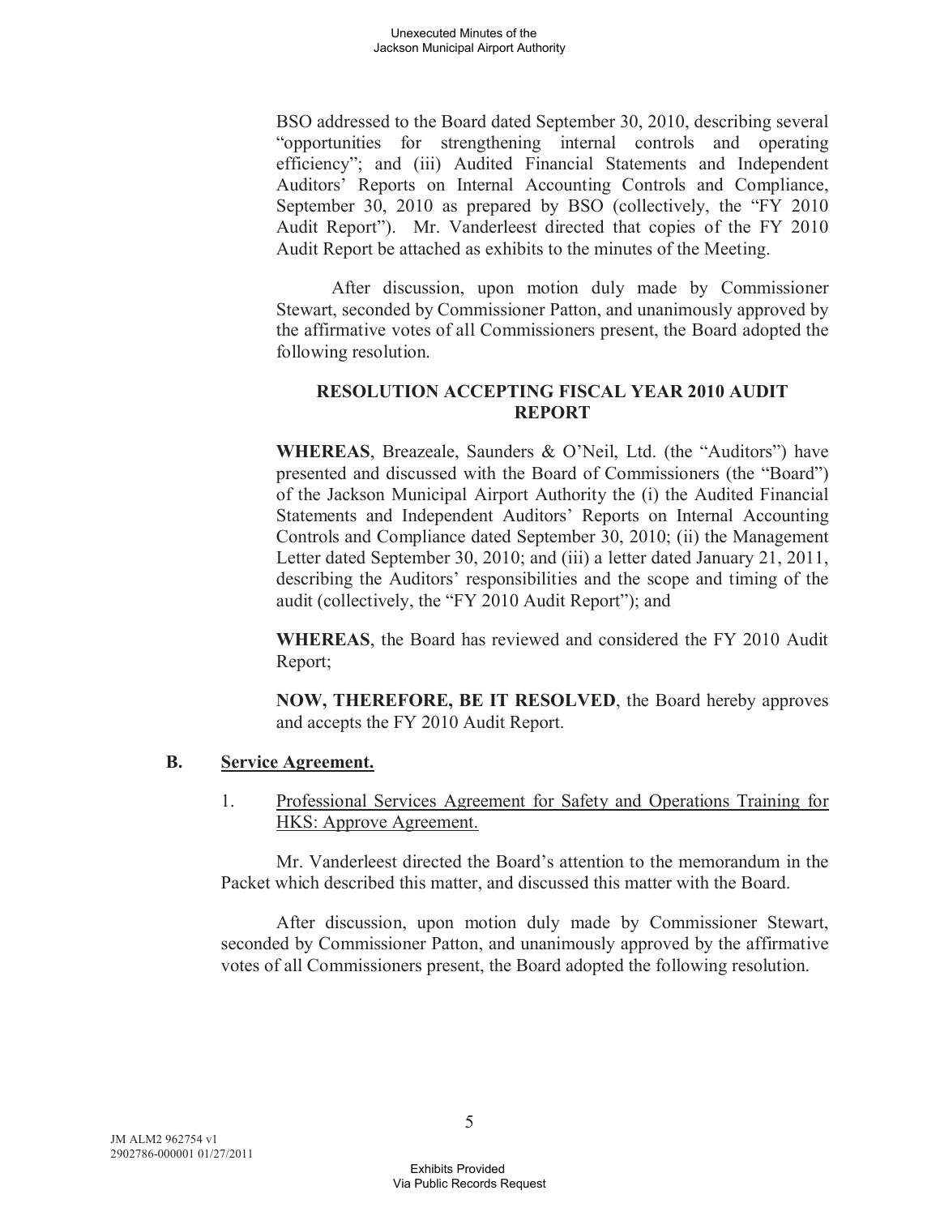BSO addressed to the Board dated September 30, 2010, describing several "opportunities for strengthening internal controls and operating efficiency"; and (iii) Audited Financial Statements and Independent Auditors' Reports on Internal Accounting Controls and Compliance, September 30, 2010 as prepared by BSO (collectively, the "FY 2010 Audit Report"). Mr. Vanderleest directed that copies of the FY 2010 Audit Report be attached as exhibits to the minutes of the Meeting.

After discussion, upon motion duly made by Commissioner Stewart, seconded by Commissioner Patton, and unanimously approved by the affirmative votes of all Commissioners present, the Board adopted the following resolution.

**RESOLUTION ACCEPTING FISCAL YEAR 2010 AUDIT REPORT**

**WHEREAS**, Breazeale, Saunders & O'Neil, Ltd. (the "Auditors") have presented and discussed with the Board of Commissioners (the "Board") of the Jackson Municipal Airport Authority the (i) the Audited Financial Statements and Independent Auditors' Reports on Internal Accounting Controls and Compliance dated September 30, 2010; (ii) the Management Letter dated September 30, 2010; and (iii) a letter dated January 21, 2011, describing the Auditors' responsibilities and the scope and timing of the audit (collectively, the "FY 2010 Audit Report"); and

**WHEREAS**, the Board has reviewed and considered the FY 2010 Audit Report;

**NOW, THEREFORE, BE IT RESOLVED**, the Board hereby approves and accepts the FY 2010 Audit Report.

**B. Service Agreement.**

1. Professional Services Agreement for Safety and Operations Training for HKS: Approve Agreement.

Mr. Vanderleest directed the Board's attention to the memorandum in the Packet which described this matter, and discussed this matter with the Board.

After discussion, upon motion duly made by Commissioner Stewart, seconded by Commissioner Patton, and unanimously approved by the affirmative votes of all Commissioners present, the Board adopted the following resolution.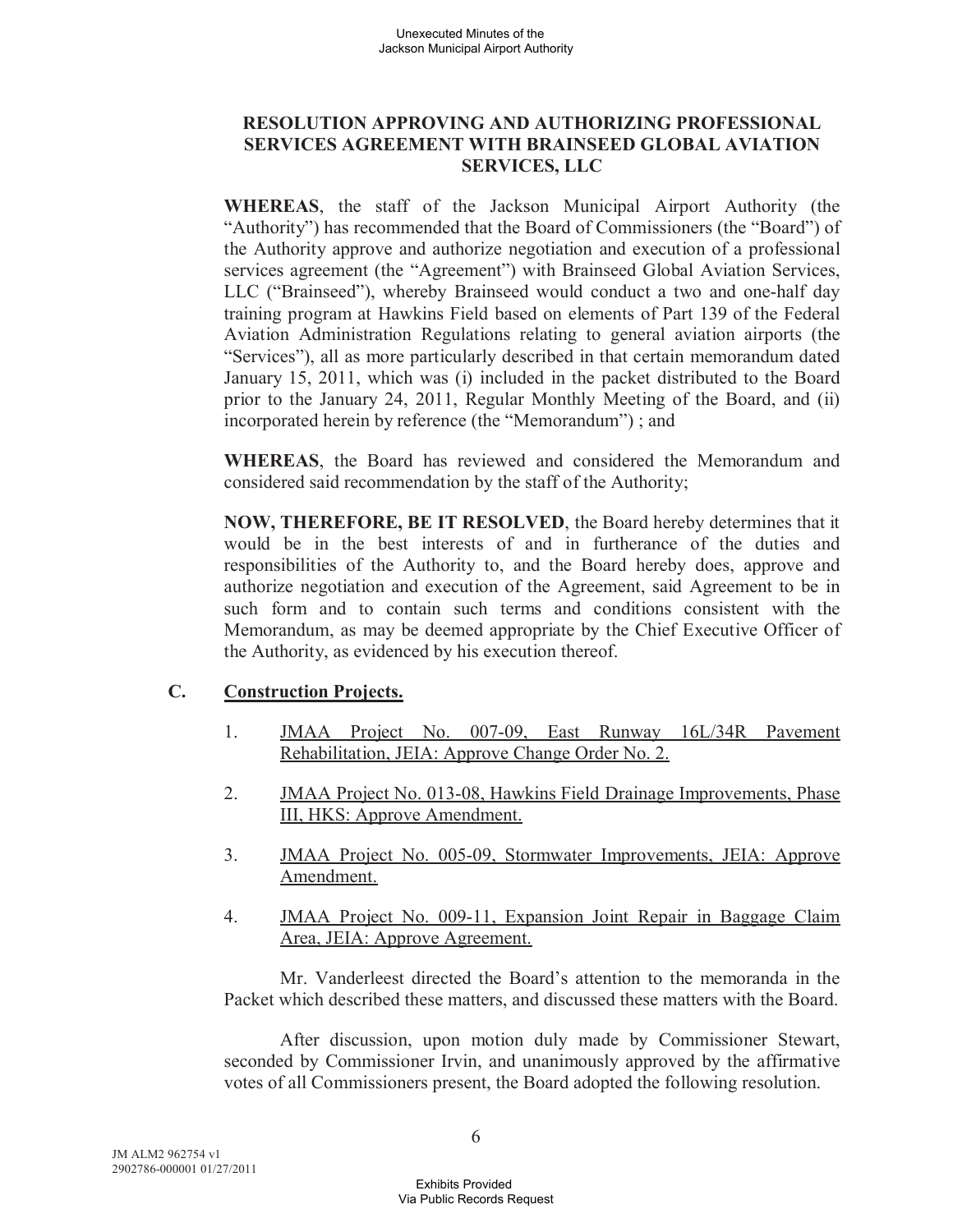**RESOLUTION APPROVING AND AUTHORIZING PROFESSIONAL SERVICES AGREEMENT WITH BRAINSEED GLOBAL AVIATION SERVICES, LLC**

**WHEREAS**, the staff of the Jackson Municipal Airport Authority (the "Authority") has recommended that the Board of Commissioners (the "Board") of the Authority approve and authorize negotiation and execution of a professional services agreement (the "Agreement") with Brainseed Global Aviation Services, LLC ("Brainseed"), whereby Brainseed would conduct a two and one-half day training program at Hawkins Field based on elements of Part 139 of the Federal Aviation Administration Regulations relating to general aviation airports (the "Services"), all as more particularly described in that certain memorandum dated January 15, 2011, which was (i) included in the packet distributed to the Board prior to the January 24, 2011, Regular Monthly Meeting of the Board, and (ii) incorporated herein by reference (the "Memorandum") ; and

**WHEREAS**, the Board has reviewed and considered the Memorandum and considered said recommendation by the staff of the Authority;

**NOW, THEREFORE, BE IT RESOLVED**, the Board hereby determines that it would be in the best interests of and in furtherance of the duties and responsibilities of the Authority to, and the Board hereby does, approve and authorize negotiation and execution of the Agreement, said Agreement to be in such form and to contain such terms and conditions consistent with the Memorandum, as may be deemed appropriate by the Chief Executive Officer of the Authority, as evidenced by his execution thereof.

**C. Construction Projects.**

1. JMAA Project No. 007-09, East Runway 16L/34R Pavement Rehabilitation, JEIA: Approve Change Order No. 2.

2. JMAA Project No. 013-08, Hawkins Field Drainage Improvements, Phase III, HKS: Approve Amendment.

3. JMAA Project No. 005-09, Stormwater Improvements, JEIA: Approve Amendment.

4. JMAA Project No. 009-11, Expansion Joint Repair in Baggage Claim Area, JEIA: Approve Agreement.

Mr. Vanderleest directed the Board's attention to the memoranda in the Packet which described these matters, and discussed these matters with the Board.

After discussion, upon motion duly made by Commissioner Stewart, seconded by Commissioner Irvin, and unanimously approved by the affirmative votes of all Commissioners present, the Board adopted the following resolution.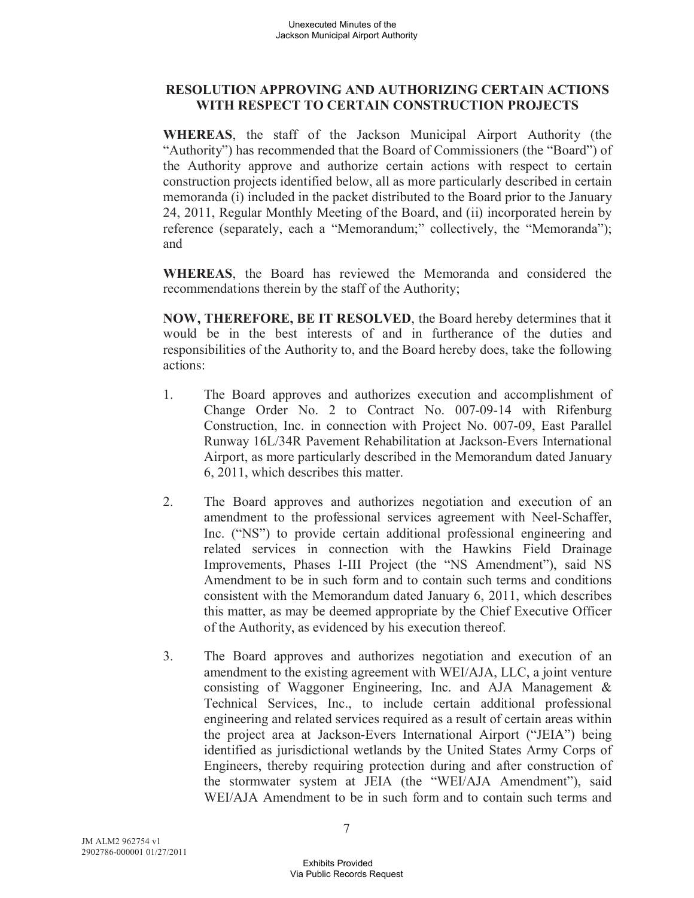## RESOLUTION APPROVING AND AUTHORIZING CERTAIN ACTIONS WITH RESPECT TO CERTAIN CONSTRUCTION PROJECTS

**WHEREAS**, the staff of the Jackson Municipal Airport Authority (the "Authority") has recommended that the Board of Commissioners (the "Board") of the Authority approve and authorize certain actions with respect to certain construction projects identified below, all as more particularly described in certain memoranda (i) included in the packet distributed to the Board prior to the January 24, 2011, Regular Monthly Meeting of the Board, and (ii) incorporated herein by reference (separately, each a "Memorandum;" collectively, the "Memoranda"); and

**WHEREAS**, the Board has reviewed the Memoranda and considered the recommendations therein by the staff of the Authority;

**NOW, THEREFORE, BE IT RESOLVED**, the Board hereby determines that it would be in the best interests of and in furtherance of the duties and responsibilities of the Authority to, and the Board hereby does, take the following actions:

1. The Board approves and authorizes execution and accomplishment of Change Order No. 2 to Contract No. 007-09-14 with Rifenburg Construction, Inc. in connection with Project No. 007-09, East Parallel Runway 16L/34R Pavement Rehabilitation at Jackson-Evers International Airport, as more particularly described in the Memorandum dated January 6, 2011, which describes this matter.

2. The Board approves and authorizes negotiation and execution of an amendment to the professional services agreement with Neel-Schaffer, Inc. ("NS") to provide certain additional professional engineering and related services in connection with the Hawkins Field Drainage Improvements, Phases I-III Project (the "NS Amendment"), said NS Amendment to be in such form and to contain such terms and conditions consistent with the Memorandum dated January 6, 2011, which describes this matter, as may be deemed appropriate by the Chief Executive Officer of the Authority, as evidenced by his execution thereof.

3. The Board approves and authorizes negotiation and execution of an amendment to the existing agreement with WEI/AJA, LLC, a joint venture consisting of Waggoner Engineering, Inc. and AJA Management & Technical Services, Inc., to include certain additional professional engineering and related services required as a result of certain areas within the project area at Jackson-Evers International Airport ("JEIA") being identified as jurisdictional wetlands by the United States Army Corps of Engineers, thereby requiring protection during and after construction of the stormwater system at JEIA (the "WEI/AJA Amendment"), said WEI/AJA Amendment to be in such form and to contain such terms and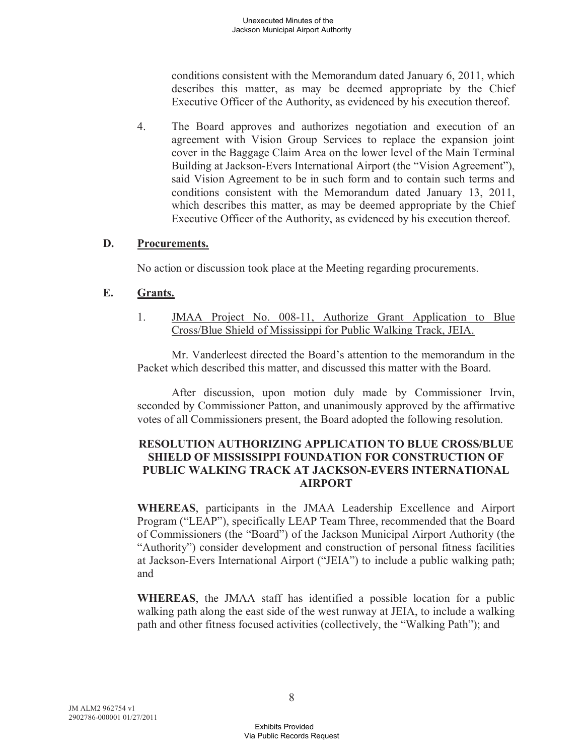conditions consistent with the Memorandum dated January 6, 2011, which describes this matter, as may be deemed appropriate by the Chief Executive Officer of the Authority, as evidenced by his execution thereof.

4. The Board approves and authorizes negotiation and execution of an agreement with Vision Group Services to replace the expansion joint cover in the Baggage Claim Area on the lower level of the Main Terminal Building at Jackson-Evers International Airport (the "Vision Agreement"), said Vision Agreement to be in such form and to contain such terms and conditions consistent with the Memorandum dated January 13, 2011, which describes this matter, as may be deemed appropriate by the Chief Executive Officer of the Authority, as evidenced by his execution thereof.

**D. Procurements.**

No action or discussion took place at the Meeting regarding procurements.

**E. Grants.**

1. JMAA Project No. 008-11, Authorize Grant Application to Blue Cross/Blue Shield of Mississippi for Public Walking Track, JEIA.

Mr. Vanderleest directed the Board's attention to the memorandum in the Packet which described this matter, and discussed this matter with the Board.

After discussion, upon motion duly made by Commissioner Irvin, seconded by Commissioner Patton, and unanimously approved by the affirmative votes of all Commissioners present, the Board adopted the following resolution.

**RESOLUTION AUTHORIZING APPLICATION TO BLUE CROSS/BLUE SHIELD OF MISSISSIPPI FOUNDATION FOR CONSTRUCTION OF PUBLIC WALKING TRACK AT JACKSON-EVERS INTERNATIONAL AIRPORT**

**WHEREAS**, participants in the JMAA Leadership Excellence and Airport Program ("LEAP"), specifically LEAP Team Three, recommended that the Board of Commissioners (the "Board") of the Jackson Municipal Airport Authority (the "Authority") consider development and construction of personal fitness facilities at Jackson-Evers International Airport ("JEIA") to include a public walking path; and

**WHEREAS**, the JMAA staff has identified a possible location for a public walking path along the east side of the west runway at JEIA, to include a walking path and other fitness focused activities (collectively, the "Walking Path"); and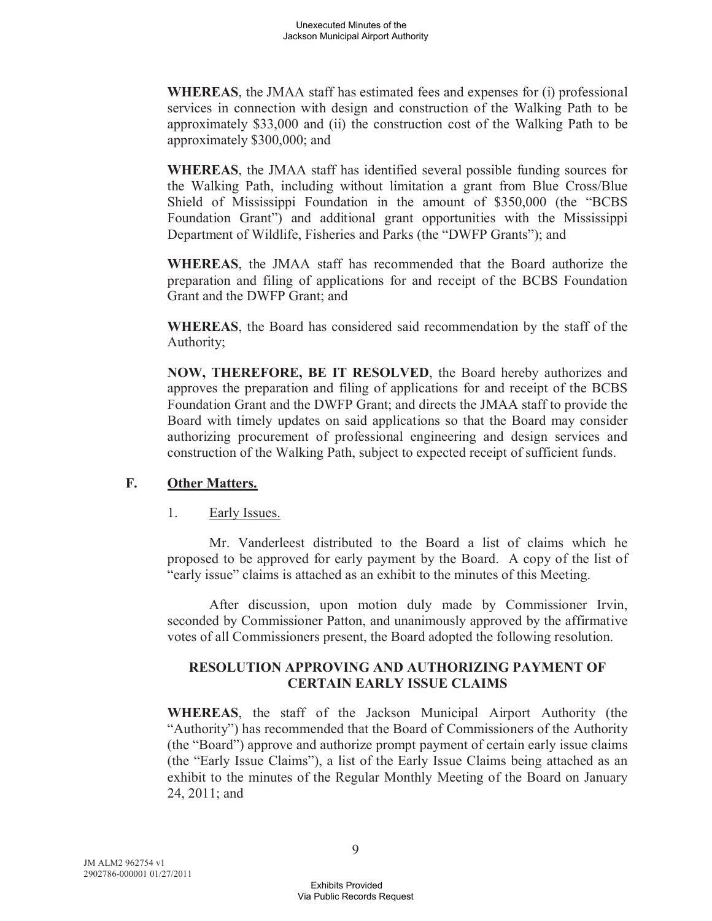**WHEREAS**, the JMAA staff has estimated fees and expenses for (i) professional services in connection with design and construction of the Walking Path to be approximately $33,000 and (ii) the construction cost of the Walking Path to be approximately $300,000; and

**WHEREAS**, the JMAA staff has identified several possible funding sources for the Walking Path, including without limitation a grant from Blue Cross/Blue Shield of Mississippi Foundation in the amount of $350,000 (the "BCBS Foundation Grant") and additional grant opportunities with the Mississippi Department of Wildlife, Fisheries and Parks (the "DWFP Grants"); and

**WHEREAS**, the JMAA staff has recommended that the Board authorize the preparation and filing of applications for and receipt of the BCBS Foundation Grant and the DWFP Grant; and

**WHEREAS**, the Board has considered said recommendation by the staff of the Authority;

**NOW, THEREFORE, BE IT RESOLVED**, the Board hereby authorizes and approves the preparation and filing of applications for and receipt of the BCBS Foundation Grant and the DWFP Grant; and directs the JMAA staff to provide the Board with timely updates on said applications so that the Board may consider authorizing procurement of professional engineering and design services and construction of the Walking Path, subject to expected receipt of sufficient funds.

## F. Other Matters.

1. Early Issues.

Mr. Vanderleest distributed to the Board a list of claims which he proposed to be approved for early payment by the Board. A copy of the list of "early issue" claims is attached as an exhibit to the minutes of this Meeting.

After discussion, upon motion duly made by Commissioner Irvin, seconded by Commissioner Patton, and unanimously approved by the affirmative votes of all Commissioners present, the Board adopted the following resolution.

**RESOLUTION APPROVING AND AUTHORIZING PAYMENT OF CERTAIN EARLY ISSUE CLAIMS**

**WHEREAS**, the staff of the Jackson Municipal Airport Authority (the "Authority") has recommended that the Board of Commissioners of the Authority (the "Board") approve and authorize prompt payment of certain early issue claims (the "Early Issue Claims"), a list of the Early Issue Claims being attached as an exhibit to the minutes of the Regular Monthly Meeting of the Board on January 24, 2011; and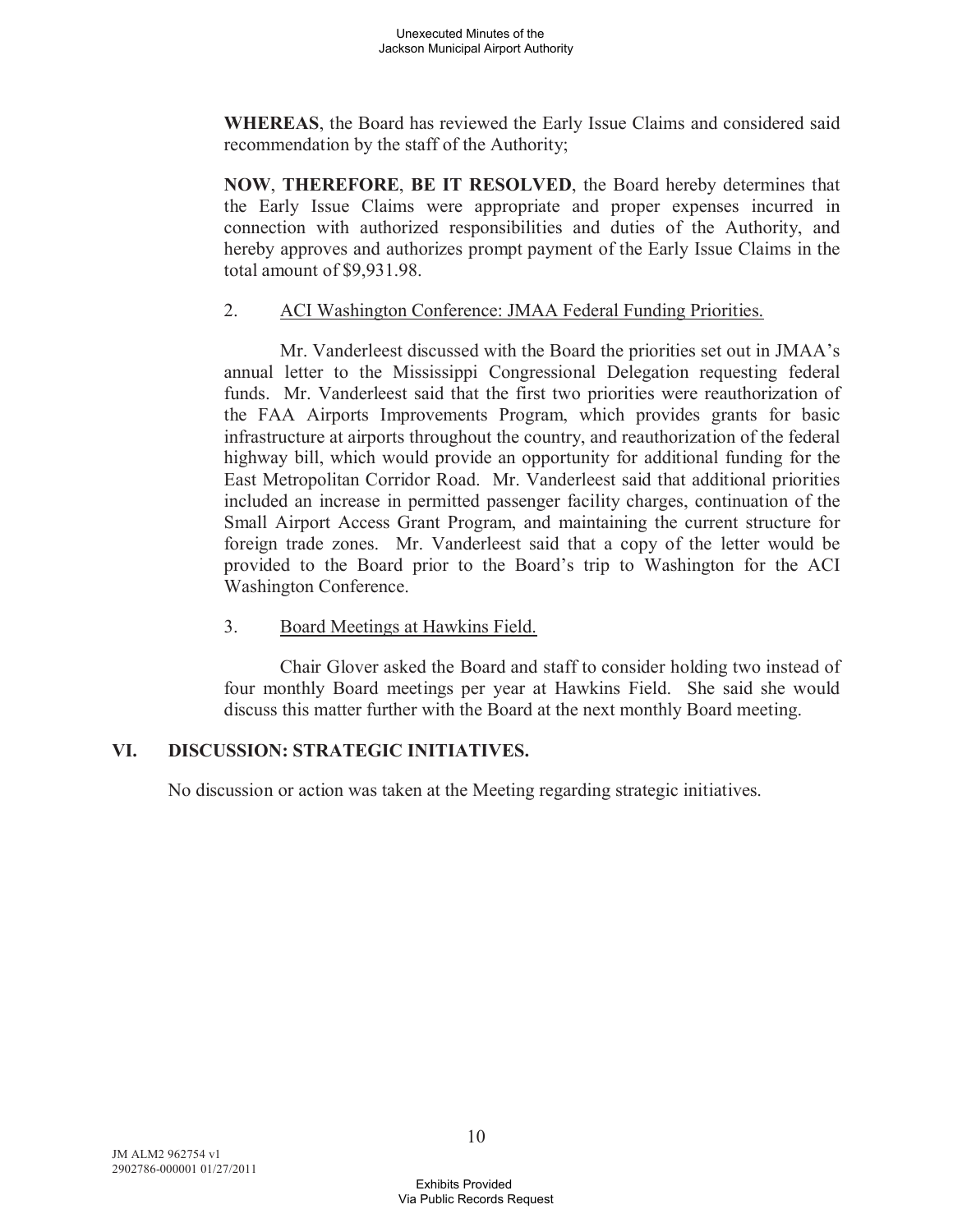**WHEREAS**, the Board has reviewed the Early Issue Claims and considered said recommendation by the staff of the Authority;

**NOW**, **THEREFORE**, **BE IT RESOLVED**, the Board hereby determines that the Early Issue Claims were appropriate and proper expenses incurred in connection with authorized responsibilities and duties of the Authority, and hereby approves and authorizes prompt payment of the Early Issue Claims in the total amount of $9,931.98.

2. <u>ACI Washington Conference: JMAA Federal Funding Priorities.</u>

Mr. Vanderleest discussed with the Board the priorities set out in JMAA's annual letter to the Mississippi Congressional Delegation requesting federal funds. Mr. Vanderleest said that the first two priorities were reauthorization of the FAA Airports Improvements Program, which provides grants for basic infrastructure at airports throughout the country, and reauthorization of the federal highway bill, which would provide an opportunity for additional funding for the East Metropolitan Corridor Road. Mr. Vanderleest said that additional priorities included an increase in permitted passenger facility charges, continuation of the Small Airport Access Grant Program, and maintaining the current structure for foreign trade zones. Mr. Vanderleest said that a copy of the letter would be provided to the Board prior to the Board's trip to Washington for the ACI Washington Conference.

3. <u>Board Meetings at Hawkins Field.</u>

Chair Glover asked the Board and staff to consider holding two instead of four monthly Board meetings per year at Hawkins Field. She said she would discuss this matter further with the Board at the next monthly Board meeting.

## VI. DISCUSSION: STRATEGIC INITIATIVES.

No discussion or action was taken at the Meeting regarding strategic initiatives.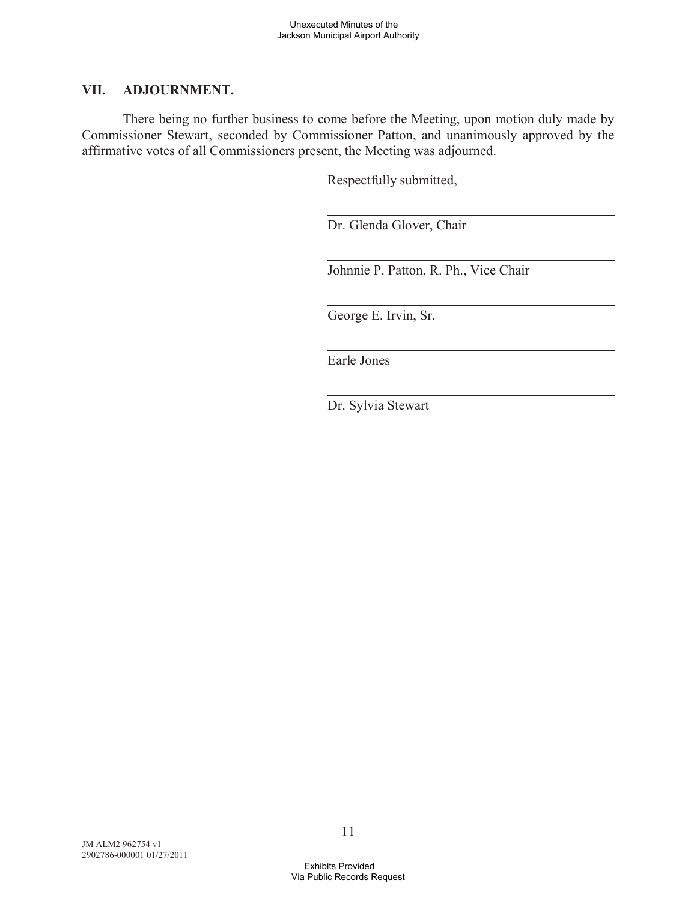## VII. ADJOURNMENT.

There being no further business to come before the Meeting, upon motion duly made by Commissioner Stewart, seconded by Commissioner Patton, and unanimously approved by the affirmative votes of all Commissioners present, the Meeting was adjourned.

Respectfully submitted,

\_\_\_\_\_\_\_\_\_\_\_\_\_\_\_\_\_\_\_\_\_\_\_\_\_\_\_\_\_\_\_\_

Dr. Glenda Glover, Chair

\_\_\_\_\_\_\_\_\_\_\_\_\_\_\_\_\_\_\_\_\_\_\_\_\_\_\_\_\_\_\_\_

Johnnie P. Patton, R. Ph., Vice Chair

\_\_\_\_\_\_\_\_\_\_\_\_\_\_\_\_\_\_\_\_\_\_\_\_\_\_\_\_\_\_\_\_

George E. Irvin, Sr.

\_\_\_\_\_\_\_\_\_\_\_\_\_\_\_\_\_\_\_\_\_\_\_\_\_\_\_\_\_\_\_\_

Earle Jones

\_\_\_\_\_\_\_\_\_\_\_\_\_\_\_\_\_\_\_\_\_\_\_\_\_\_\_\_\_\_\_\_

Dr. Sylvia Stewart